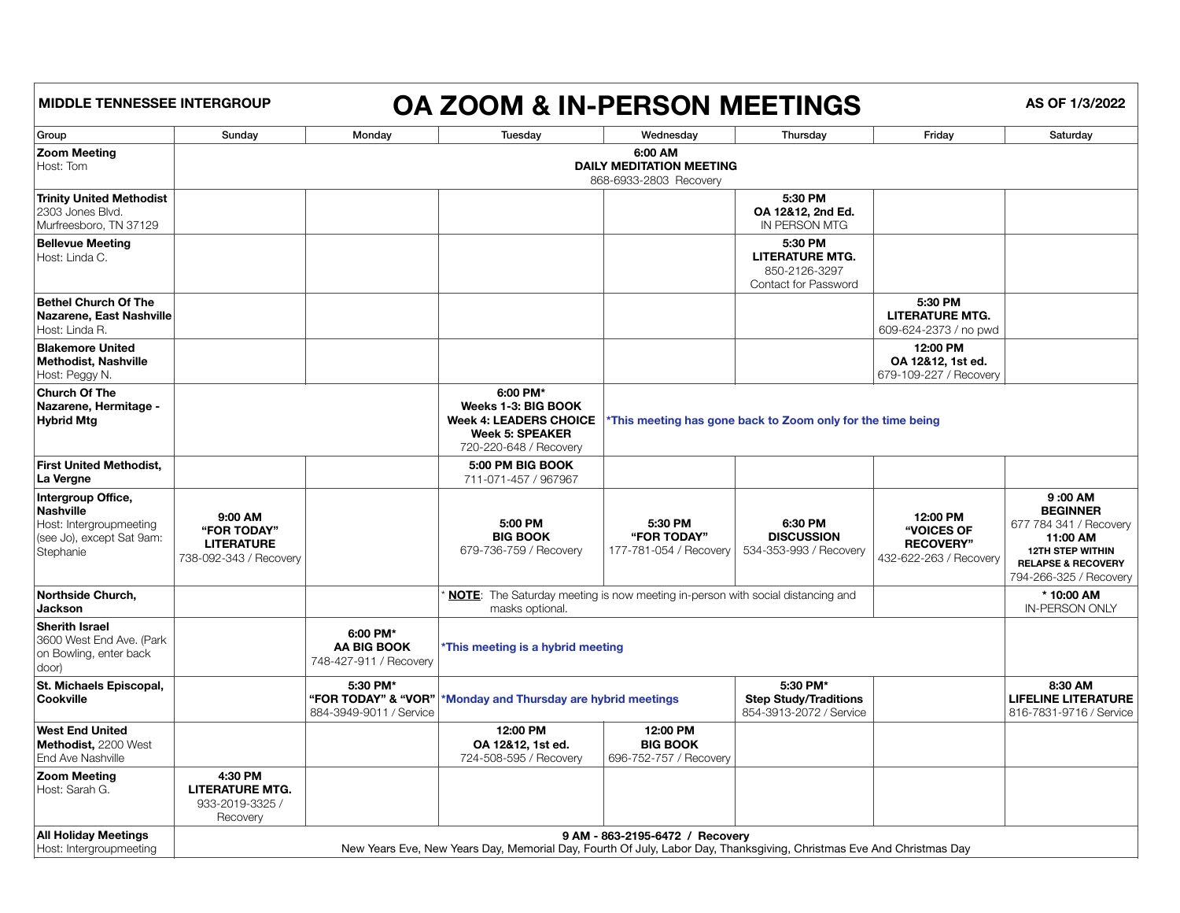**MIDDLE TENNESSEE INTERGROUP**

# OA ZOOM & IN-PERSON MEETINGS

**AS OF 1/3/2022**

| Group | Sunday | Monday | Tuesday | Wednesday | Thursday | Friday | Saturday |
|---|---|---|---|---|---|---|---|
| **Zoom Meeting** Host: Tom | **6:00 AM DAILY MEDITATION MEETING** 868-6933-2803 Recovery | | | | | | |
| **Trinity United Methodist** 2303 Jones Blvd. Murfreesboro, TN 37129 | | | | | **5:30 PM OA 12&12, 2nd Ed.** IN PERSON MTG | | |
| **Bellevue Meeting** Host: Linda C. | | | | | **5:30 PM LITERATURE MTG.** 850-2126-3297 Contact for Password | | |
| **Bethel Church Of The Nazarene, East Nashville** Host: Linda R. | | | | | | **5:30 PM LITERATURE MTG.** 609-624-2373 / no pwd | |
| **Blakemore United Methodist, Nashville** Host: Peggy N. | | | | | | **12:00 PM OA 12&12, 1st ed.** 679-109-227 / Recovery | |
| **Church Of The Nazarene, Hermitage - Hybrid Mtg** | | | **6:00 PM* Weeks 1-3: BIG BOOK Week 4: LEADERS CHOICE Week 5: SPEAKER** 720-220-648 / Recovery | *This meeting has gone back to Zoom only for the time being | | | |
| **First United Methodist, La Vergne** | | | **5:00 PM BIG BOOK** 711-071-457 / 967967 | | | | |
| **Intergroup Office, Nashville** Host: Intergroupmeeting (see Jo), except Sat 9am: Stephanie | **9:00 AM "FOR TODAY" LITERATURE** 738-092-343 / Recovery | | **5:00 PM BIG BOOK** 679-736-759 / Recovery | **5:30 PM "FOR TODAY"** 177-781-054 / Recovery | **6:30 PM DISCUSSION** 534-353-993 / Recovery | **12:00 PM "VOICES OF RECOVERY"** 432-622-263 / Recovery | **9 :00 AM BEGINNER** 677 784 341 / Recovery **11:00 AM 12TH STEP WITHIN RELAPSE & RECOVERY** 794-266-325 / Recovery |
| **Northside Church, Jackson** | | | * **NOTE**: The Saturday meeting is now meeting in-person with social distancing and masks optional. | | | | *** 10:00 AM** IN-PERSON ONLY |
| **Sherith Israel** 3600 West End Ave. (Park on Bowling, enter back door) | | **6:00 PM* AA BIG BOOK** 748-427-911 / Recovery | *This meeting is a hybrid meeting | | | | |
| **St. Michaels Episcopal, Cookville** | | **5:30 PM* "FOR TODAY" & "VOR"** 884-3949-9011 / Service | *Monday and Thursday are hybrid meetings | | **5:30 PM* Step Study/Traditions** 854-3913-2072 / Service | | **8:30 AM LIFELINE LITERATURE** 816-7831-9716 / Service |
| **West End United Methodist,** 2200 West End Ave Nashville | | | **12:00 PM OA 12&12, 1st ed.** 724-508-595 / Recovery | **12:00 PM BIG BOOK** 696-752-757 / Recovery | | | |
| **Zoom Meeting** Host: Sarah G. | **4:30 PM LITERATURE MTG.** 933-2019-3325 / Recovery | | | | | | |
| **All Holiday Meetings** Host: Intergroupmeeting | **9 AM - 863-2195-6472 / Recovery** New Years Eve, New Years Day, Memorial Day, Fourth Of July, Labor Day, Thanksgiving, Christmas Eve And Christmas Day | | | | | | |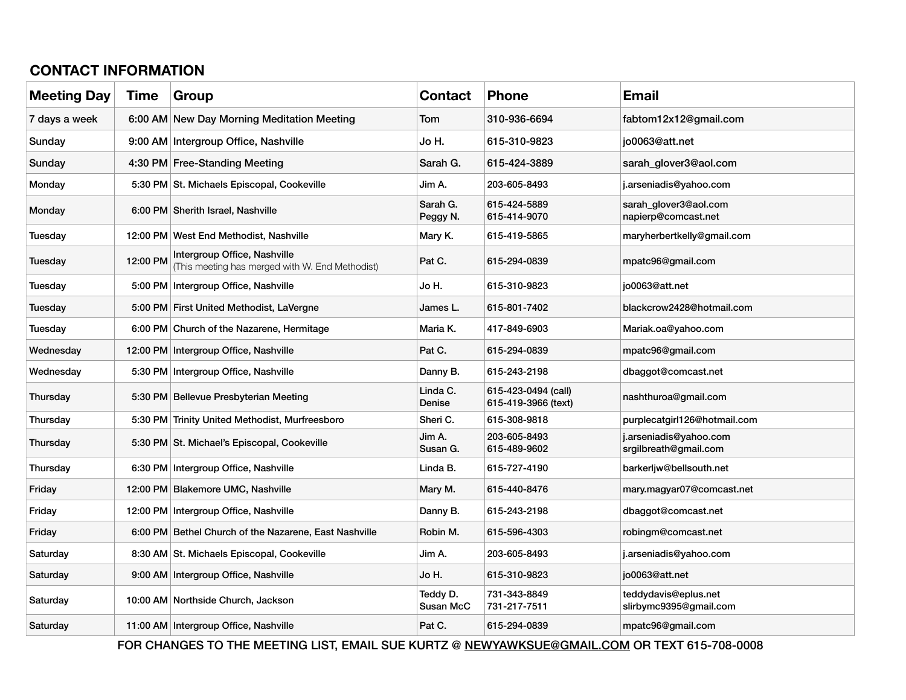## CONTACT INFORMATION

| Meeting Day | Time | Group | Contact | Phone | Email |
|---|---|---|---|---|---|
| 7 days a week | 6:00 AM | New Day Morning Meditation Meeting | Tom | 310-936-6694 | fabtom12x12@gmail.com |
| Sunday | 9:00 AM | Intergroup Office, Nashville | Jo H. | 615-310-9823 | jo0063@att.net |
| Sunday | 4:30 PM | Free-Standing Meeting | Sarah G. | 615-424-3889 | sarah_glover3@aol.com |
| Monday | 5:30 PM | St. Michaels Episcopal, Cookeville | Jim A. | 203-605-8493 | j.arseniadis@yahoo.com |
| Monday | 6:00 PM | Sherith Israel, Nashville | Sarah G.<br>Peggy N. | 615-424-5889<br>615-414-9070 | sarah_glover3@aol.com<br>napierp@comcast.net |
| Tuesday | 12:00 PM | West End Methodist, Nashville | Mary K. | 615-419-5865 | maryherbertkelly@gmail.com |
| Tuesday | 12:00 PM | Intergroup Office, Nashville<br>(This meeting has merged with W. End Methodist) | Pat C. | 615-294-0839 | mpatc96@gmail.com |
| Tuesday | 5:00 PM | Intergroup Office, Nashville | Jo H. | 615-310-9823 | jo0063@att.net |
| Tuesday | 5:00 PM | First United Methodist, LaVergne | James L. | 615-801-7402 | blackcrow2428@hotmail.com |
| Tuesday | 6:00 PM | Church of the Nazarene, Hermitage | Maria K. | 417-849-6903 | Mariak.oa@yahoo.com |
| Wednesday | 12:00 PM | Intergroup Office, Nashville | Pat C. | 615-294-0839 | mpatc96@gmail.com |
| Wednesday | 5:30 PM | Intergroup Office, Nashville | Danny B. | 615-243-2198 | dbaggot@comcast.net |
| Thursday | 5:30 PM | Bellevue Presbyterian Meeting | Linda C.<br>Denise | 615-423-0494 (call)<br>615-419-3966 (text) | nashthuroa@gmail.com |
| Thursday | 5:30 PM | Trinity United Methodist, Murfreesboro | Sheri C. | 615-308-9818 | purplecatgirl126@hotmail.com |
| Thursday | 5:30 PM | St. Michael's Episcopal, Cookeville | Jim A.<br>Susan G. | 203-605-8493<br>615-489-9602 | j.arseniadis@yahoo.com<br>srgilbreath@gmail.com |
| Thursday | 6:30 PM | Intergroup Office, Nashville | Linda B. | 615-727-4190 | barkerljw@bellsouth.net |
| Friday | 12:00 PM | Blakemore UMC, Nashville | Mary M. | 615-440-8476 | mary.magyar07@comcast.net |
| Friday | 12:00 PM | Intergroup Office, Nashville | Danny B. | 615-243-2198 | dbaggot@comcast.net |
| Friday | 6:00 PM | Bethel Church of the Nazarene, East Nashville | Robin M. | 615-596-4303 | robingm@comcast.net |
| Saturday | 8:30 AM | St. Michaels Episcopal, Cookeville | Jim A. | 203-605-8493 | j.arseniadis@yahoo.com |
| Saturday | 9:00 AM | Intergroup Office, Nashville | Jo H. | 615-310-9823 | jo0063@att.net |
| Saturday | 10:00 AM | Northside Church, Jackson | Teddy D.<br>Susan McC | 731-343-8849<br>731-217-7511 | teddydavis@eplus.net<br>slirbymc9395@gmail.com |
| Saturday | 11:00 AM | Intergroup Office, Nashville | Pat C. | 615-294-0839 | mpatc96@gmail.com |

FOR CHANGES TO THE MEETING LIST, EMAIL SUE KURTZ @ NEWYAWKSUE@GMAIL.COM OR TEXT 615-708-0008